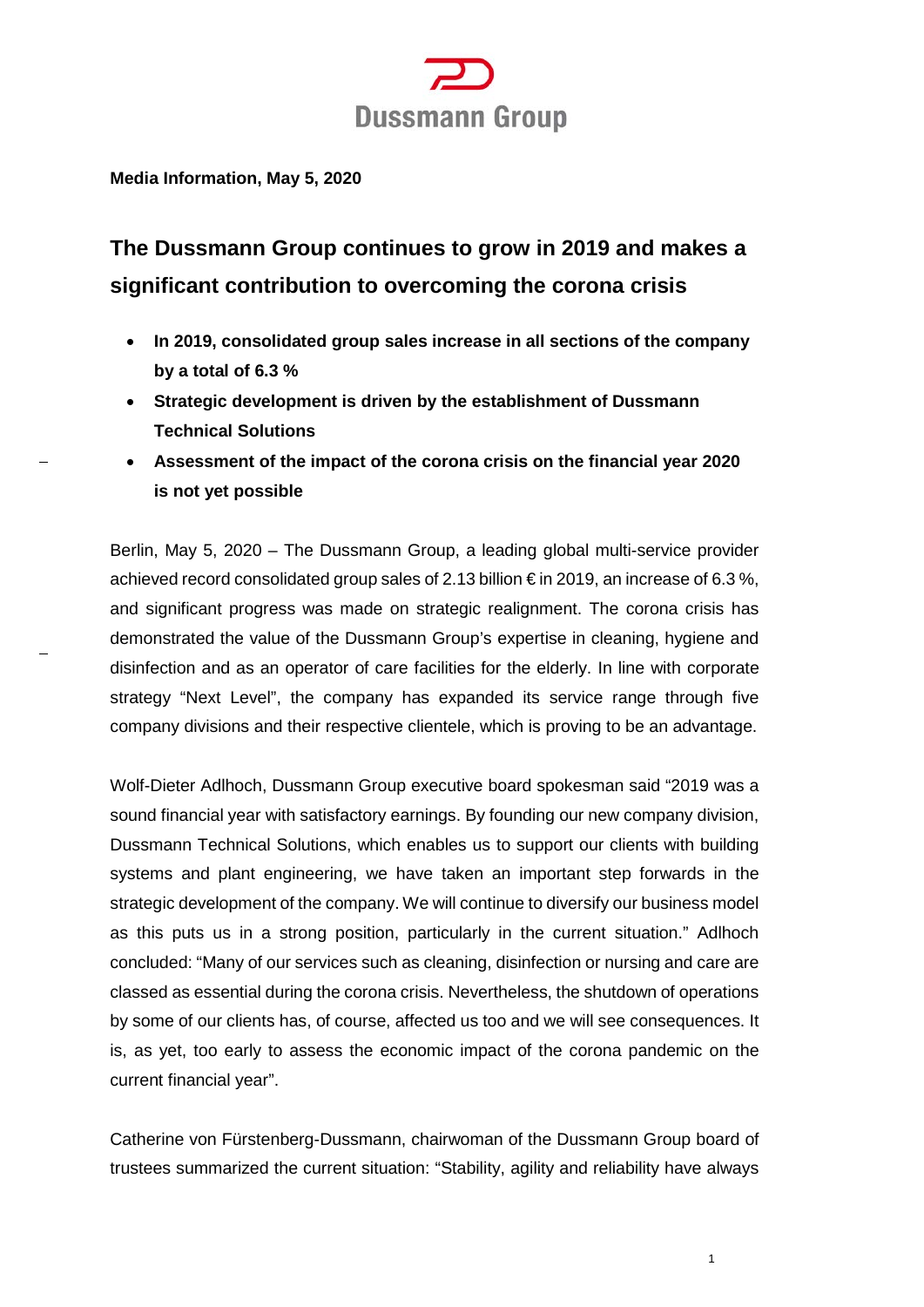**Media Information, May 5, 2020**

# The Dussmann Group continues to grow in 2019 and makes a significant contribution to overcoming the corona crisis

- **In 2019, consolidated group sales increase in all sections of the company by a total of 6.3 %**
- **Strategic development is driven by the establishment of Dussmann Technical Solutions**
- **Assessment of the impact of the corona crisis on the financial year 2020 is not yet possible**

Berlin, May 5, 2020 – The Dussmann Group, a leading global multi-service provider achieved record consolidated group sales of 2.13 billion € in 2019, an increase of 6.3 %, and significant progress was made on strategic realignment. The corona crisis has demonstrated the value of the Dussmann Group's expertise in cleaning, hygiene and disinfection and as an operator of care facilities for the elderly. In line with corporate strategy "Next Level", the company has expanded its service range through five company divisions and their respective clientele, which is proving to be an advantage.

Wolf-Dieter Adlhoch, Dussmann Group executive board spokesman said "2019 was a sound financial year with satisfactory earnings. By founding our new company division, Dussmann Technical Solutions, which enables us to support our clients with building systems and plant engineering, we have taken an important step forwards in the strategic development of the company. We will continue to diversify our business model as this puts us in a strong position, particularly in the current situation." Adlhoch concluded: "Many of our services such as cleaning, disinfection or nursing and care are classed as essential during the corona crisis. Nevertheless, the shutdown of operations by some of our clients has, of course, affected us too and we will see consequences. It is, as yet, too early to assess the economic impact of the corona pandemic on the current financial year".

Catherine von Fürstenberg-Dussmann, chairwoman of the Dussmann Group board of trustees summarized the current situation: "Stability, agility and reliability have always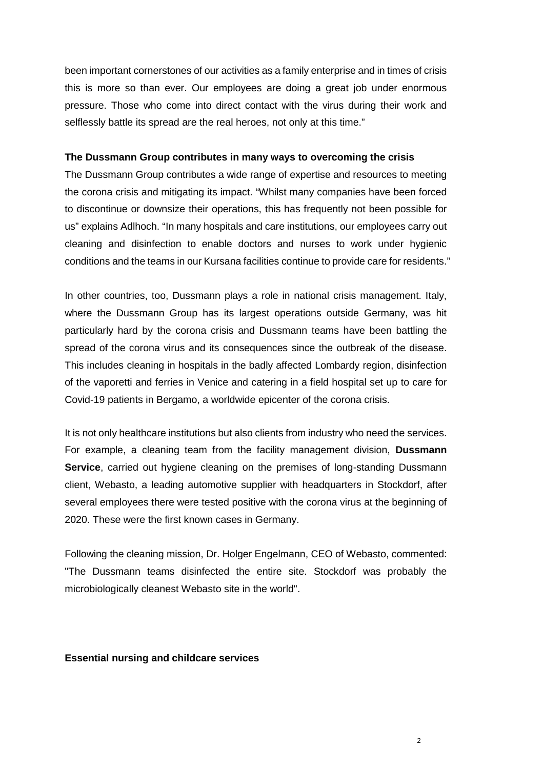been important cornerstones of our activities as a family enterprise and in times of crisis this is more so than ever. Our employees are doing a great job under enormous pressure. Those who come into direct contact with the virus during their work and selflessly battle its spread are the real heroes, not only at this time."

**The Dussmann Group contributes in many ways to overcoming the crisis**

The Dussmann Group contributes a wide range of expertise and resources to meeting the corona crisis and mitigating its impact. "Whilst many companies have been forced to discontinue or downsize their operations, this has frequently not been possible for us" explains Adlhoch. "In many hospitals and care institutions, our employees carry out cleaning and disinfection to enable doctors and nurses to work under hygienic conditions and the teams in our Kursana facilities continue to provide care for residents."

In other countries, too, Dussmann plays a role in national crisis management. Italy, where the Dussmann Group has its largest operations outside Germany, was hit particularly hard by the corona crisis and Dussmann teams have been battling the spread of the corona virus and its consequences since the outbreak of the disease. This includes cleaning in hospitals in the badly affected Lombardy region, disinfection of the vaporetti and ferries in Venice and catering in a field hospital set up to care for Covid-19 patients in Bergamo, a worldwide epicenter of the corona crisis.

It is not only healthcare institutions but also clients from industry who need the services. For example, a cleaning team from the facility management division, **Dussmann Service**, carried out hygiene cleaning on the premises of long-standing Dussmann client, Webasto, a leading automotive supplier with headquarters in Stockdorf, after several employees there were tested positive with the corona virus at the beginning of 2020. These were the first known cases in Germany.

Following the cleaning mission, Dr. Holger Engelmann, CEO of Webasto, commented: "The Dussmann teams disinfected the entire site. Stockdorf was probably the microbiologically cleanest Webasto site in the world".

**Essential nursing and childcare services**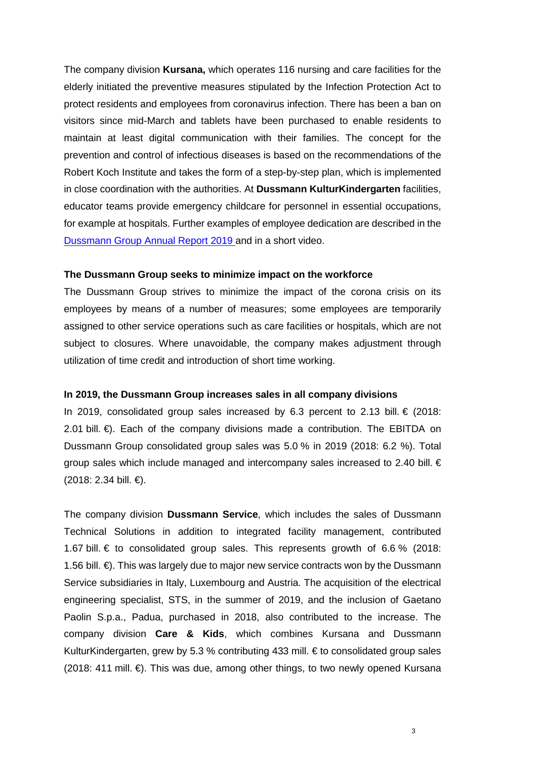The company division **Kursana,** which operates 116 nursing and care facilities for the elderly initiated the preventive measures stipulated by the Infection Protection Act to protect residents and employees from coronavirus infection. There has been a ban on visitors since mid-March and tablets have been purchased to enable residents to maintain at least digital communication with their families. The concept for the prevention and control of infectious diseases is based on the recommendations of the Robert Koch Institute and takes the form of a step-by-step plan, which is implemented in close coordination with the authorities. At **Dussmann KulturKindergarten** facilities, educator teams provide emergency childcare for personnel in essential occupations, for example at hospitals. Further examples of employee dedication are described in the Dussmann Group Annual Report 2019 and in a short video.

**The Dussmann Group seeks to minimize impact on the workforce**

The Dussmann Group strives to minimize the impact of the corona crisis on its employees by means of a number of measures; some employees are temporarily assigned to other service operations such as care facilities or hospitals, which are not subject to closures. Where unavoidable, the company makes adjustment through utilization of time credit and introduction of short time working.

**In 2019, the Dussmann Group increases sales in all company divisions**

In 2019, consolidated group sales increased by 6.3 percent to 2.13 bill. € (2018: 2.01 bill. €). Each of the company divisions made a contribution. The EBITDA on Dussmann Group consolidated group sales was 5.0 % in 2019 (2018: 6.2 %). Total group sales which include managed and intercompany sales increased to 2.40 bill. € (2018: 2.34 bill. €).

The company division **Dussmann Service**, which includes the sales of Dussmann Technical Solutions in addition to integrated facility management, contributed 1.67 bill. € to consolidated group sales. This represents growth of 6.6 % (2018: 1.56 bill. €). This was largely due to major new service contracts won by the Dussmann Service subsidiaries in Italy, Luxembourg and Austria. The acquisition of the electrical engineering specialist, STS, in the summer of 2019, and the inclusion of Gaetano Paolin S.p.a., Padua, purchased in 2018, also contributed to the increase. The company division **Care & Kids**, which combines Kursana and Dussmann KulturKindergarten, grew by 5.3 % contributing 433 mill. € to consolidated group sales (2018: 411 mill. €). This was due, among other things, to two newly opened Kursana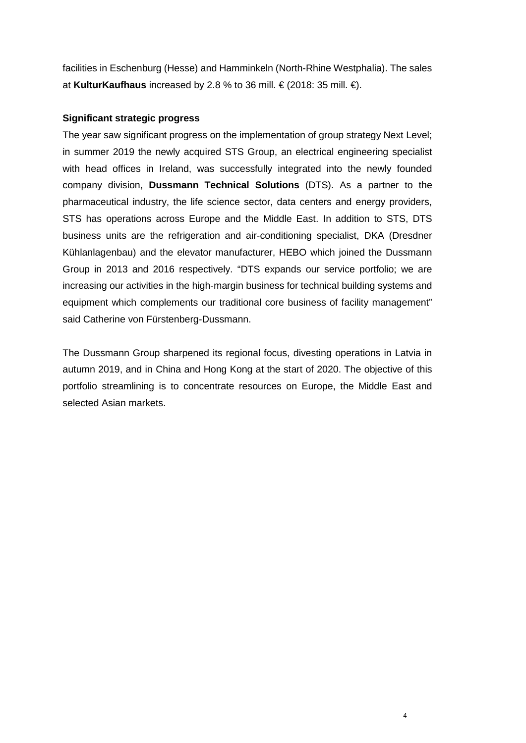facilities in Eschenburg (Hesse) and Hamminkeln (North-Rhine Westphalia). The sales at **KulturKaufhaus** increased by 2.8 % to 36 mill. € (2018: 35 mill. €).

**Significant strategic progress**

The year saw significant progress on the implementation of group strategy Next Level; in summer 2019 the newly acquired STS Group, an electrical engineering specialist with head offices in Ireland, was successfully integrated into the newly founded company division, **Dussmann Technical Solutions** (DTS). As a partner to the pharmaceutical industry, the life science sector, data centers and energy providers, STS has operations across Europe and the Middle East. In addition to STS, DTS business units are the refrigeration and air-conditioning specialist, DKA (Dresdner Kühlanlagenbau) and the elevator manufacturer, HEBO which joined the Dussmann Group in 2013 and 2016 respectively. "DTS expands our service portfolio; we are increasing our activities in the high-margin business for technical building systems and equipment which complements our traditional core business of facility management" said Catherine von Fürstenberg-Dussmann.

The Dussmann Group sharpened its regional focus, divesting operations in Latvia in autumn 2019, and in China and Hong Kong at the start of 2020. The objective of this portfolio streamlining is to concentrate resources on Europe, the Middle East and selected Asian markets.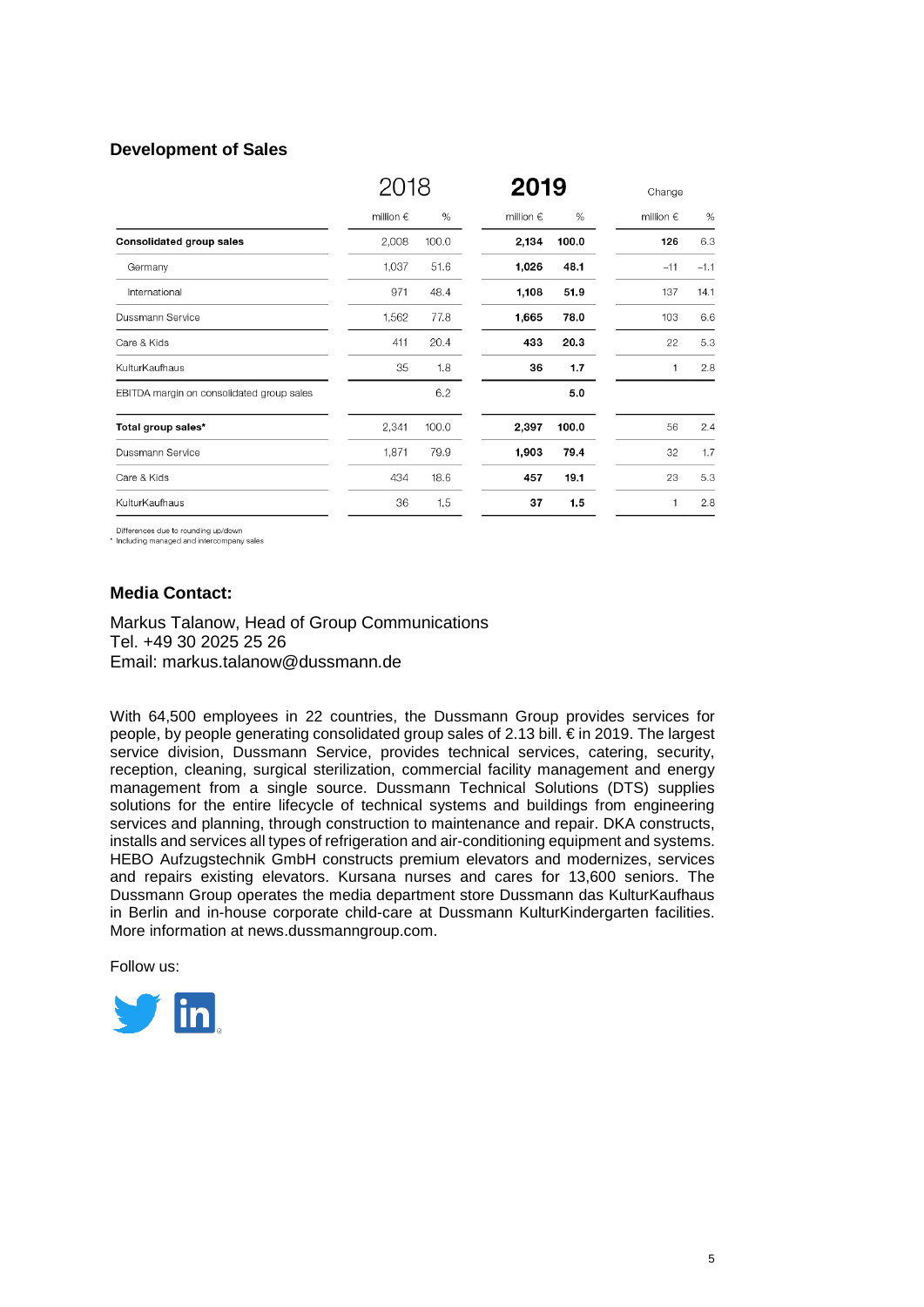### Development of Sales

| | 2018 | | 2019 | | Change | |
|---|---|---|---|---|---|---|
| | million € | % | million € | % | million € | % |
| **Consolidated group sales** | 2,008 | 100.0 | **2,134** | **100.0** | **126** | 6.3 |
| Germany | 1,037 | 51.6 | **1,026** | **48.1** | –11 | –1.1 |
| International | 971 | 48.4 | **1,108** | **51.9** | 137 | 14.1 |
| Dussmann Service | 1,562 | 77.8 | **1,665** | **78.0** | 103 | 6.6 |
| Care & Kids | 411 | 20.4 | **433** | **20.3** | 22 | 5.3 |
| KulturKaufhaus | 35 | 1.8 | **36** | **1.7** | 1 | 2.8 |
| EBITDA margin on consolidated group sales | | 6.2 | | **5.0** | | |
| **Total group sales*** | 2,341 | 100.0 | **2,397** | **100.0** | 56 | 2.4 |
| Dussmann Service | 1,871 | 79.9 | **1,903** | **79.4** | 32 | 1.7 |
| Care & Kids | 434 | 18.6 | **457** | **19.1** | 23 | 5.3 |
| KulturKaufhaus | 36 | 1.5 | **37** | **1.5** | 1 | 2.8 |

Differences due to rounding up/down
* Including managed and intercompany sales

### Media Contact:

Markus Talanow, Head of Group Communications
Tel. +49 30 2025 25 26
Email: markus.talanow@dussmann.de

With 64,500 employees in 22 countries, the Dussmann Group provides services for people, by people generating consolidated group sales of 2.13 bill. € in 2019. The largest service division, Dussmann Service, provides technical services, catering, security, reception, cleaning, surgical sterilization, commercial facility management and energy management from a single source. Dussmann Technical Solutions (DTS) supplies solutions for the entire lifecycle of technical systems and buildings from engineering services and planning, through construction to maintenance and repair. DKA constructs, installs and services all types of refrigeration and air-conditioning equipment and systems. HEBO Aufzugstechnik GmbH constructs premium elevators and modernizes, services and repairs existing elevators. Kursana nurses and cares for 13,600 seniors. The Dussmann Group operates the media department store Dussmann das KulturKaufhaus in Berlin and in-house corporate child-care at Dussmann KulturKindergarten facilities. More information at news.dussmanngroup.com.

Follow us: